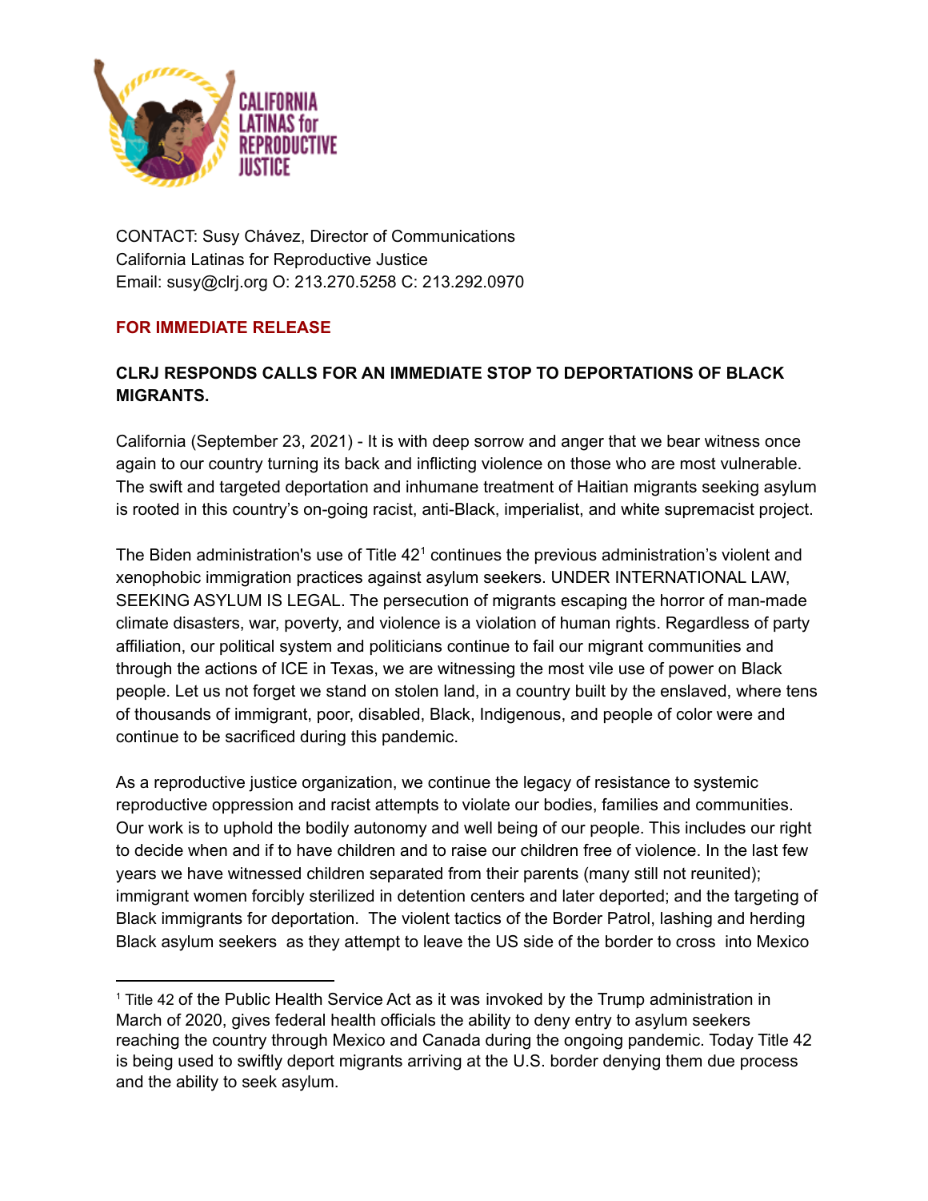CALIFORNIA LATINAS for REPRODUCTIVE JUSTICE

CONTACT: Susy Chávez, Director of Communications
California Latinas for Reproductive Justice
Email: susy@clrj.org O: 213.270.5258 C: 213.292.0970

**FOR IMMEDIATE RELEASE**

**CLRJ RESPONDS CALLS FOR AN IMMEDIATE STOP TO DEPORTATIONS OF BLACK MIGRANTS.**

California (September 23, 2021) - It is with deep sorrow and anger that we bear witness once again to our country turning its back and inflicting violence on those who are most vulnerable. The swift and targeted deportation and inhumane treatment of Haitian migrants seeking asylum is rooted in this country's on-going racist, anti-Black, imperialist, and white supremacist project.

The Biden administration's use of Title 42[1] continues the previous administration's violent and xenophobic immigration practices against asylum seekers. UNDER INTERNATIONAL LAW, SEEKING ASYLUM IS LEGAL. The persecution of migrants escaping the horror of man-made climate disasters, war, poverty, and violence is a violation of human rights. Regardless of party affiliation, our political system and politicians continue to fail our migrant communities and through the actions of ICE in Texas, we are witnessing the most vile use of power on Black people. Let us not forget we stand on stolen land, in a country built by the enslaved, where tens of thousands of immigrant, poor, disabled, Black, Indigenous, and people of color were and continue to be sacrificed during this pandemic.

As a reproductive justice organization, we continue the legacy of resistance to systemic reproductive oppression and racist attempts to violate our bodies, families and communities. Our work is to uphold the bodily autonomy and well being of our people. This includes our right to decide when and if to have children and to raise our children free of violence. In the last few years we have witnessed children separated from their parents (many still not reunited); immigrant women forcibly sterilized in detention centers and later deported; and the targeting of Black immigrants for deportation. The violent tactics of the Border Patrol, lashing and herding Black asylum seekers as they attempt to leave the US side of the border to cross into Mexico

[1] Title 42 of the Public Health Service Act as it was invoked by the Trump administration in March of 2020, gives federal health officials the ability to deny entry to asylum seekers reaching the country through Mexico and Canada during the ongoing pandemic. Today Title 42 is being used to swiftly deport migrants arriving at the U.S. border denying them due process and the ability to seek asylum.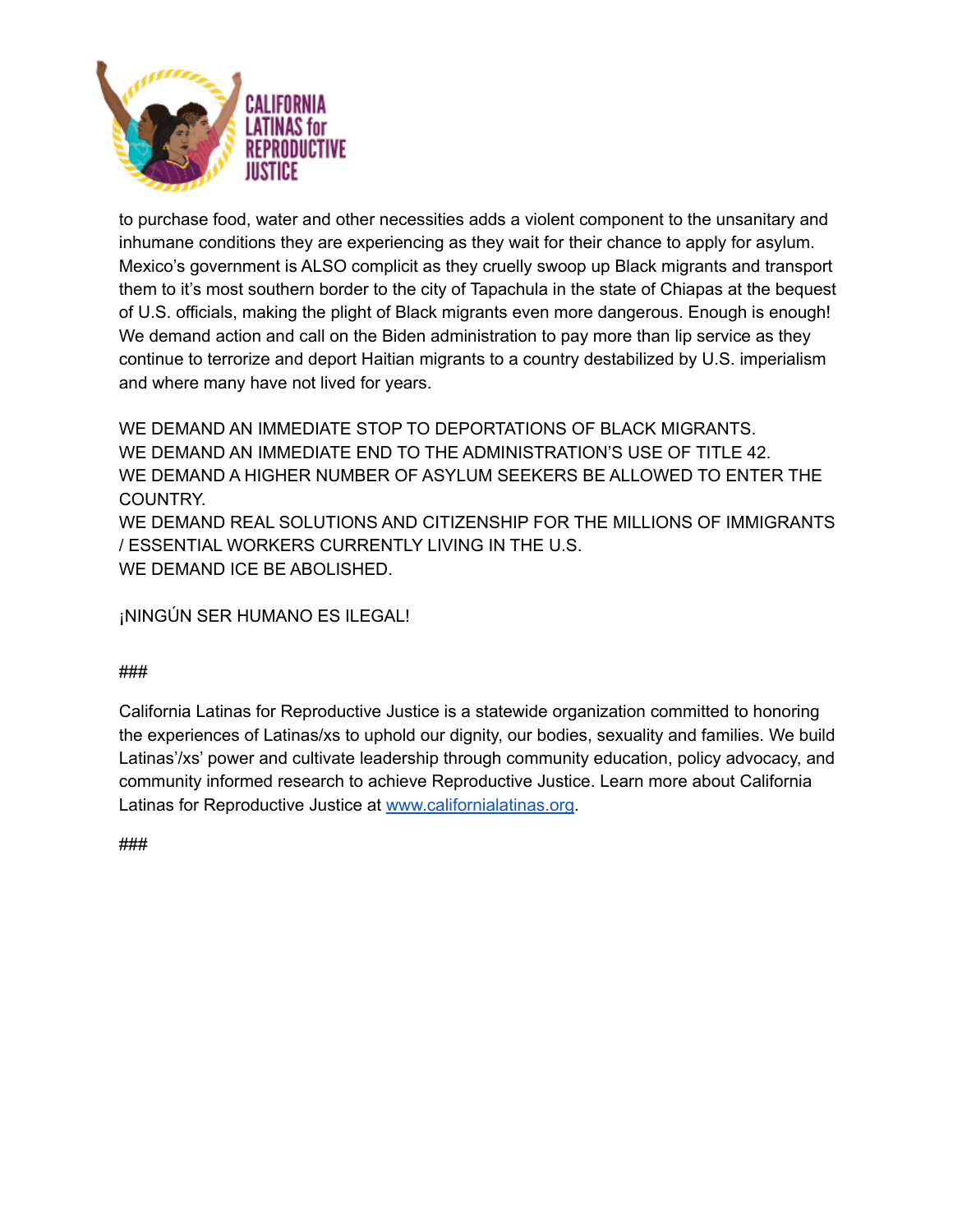to purchase food, water and other necessities adds a violent component to the unsanitary and inhumane conditions they are experiencing as they wait for their chance to apply for asylum. Mexico's government is ALSO complicit as they cruelly swoop up Black migrants and transport them to it's most southern border to the city of Tapachula in the state of Chiapas at the bequest of U.S. officials, making the plight of Black migrants even more dangerous. Enough is enough! We demand action and call on the Biden administration to pay more than lip service as they continue to terrorize and deport Haitian migrants to a country destabilized by U.S. imperialism and where many have not lived for years.

WE DEMAND AN IMMEDIATE STOP TO DEPORTATIONS OF BLACK MIGRANTS.
WE DEMAND AN IMMEDIATE END TO THE ADMINISTRATION'S USE OF TITLE 42.
WE DEMAND A HIGHER NUMBER OF ASYLUM SEEKERS BE ALLOWED TO ENTER THE COUNTRY.
WE DEMAND REAL SOLUTIONS AND CITIZENSHIP FOR THE MILLIONS OF IMMIGRANTS / ESSENTIAL WORKERS CURRENTLY LIVING IN THE U.S.
WE DEMAND ICE BE ABOLISHED.

¡NINGÚN SER HUMANO ES ILEGAL!

###

California Latinas for Reproductive Justice is a statewide organization committed to honoring the experiences of Latinas/xs to uphold our dignity, our bodies, sexuality and families. We build Latinas'/xs' power and cultivate leadership through community education, policy advocacy, and community informed research to achieve Reproductive Justice. Learn more about California Latinas for Reproductive Justice at [www.californialatinas.org](http://www.californialatinas.org).

###